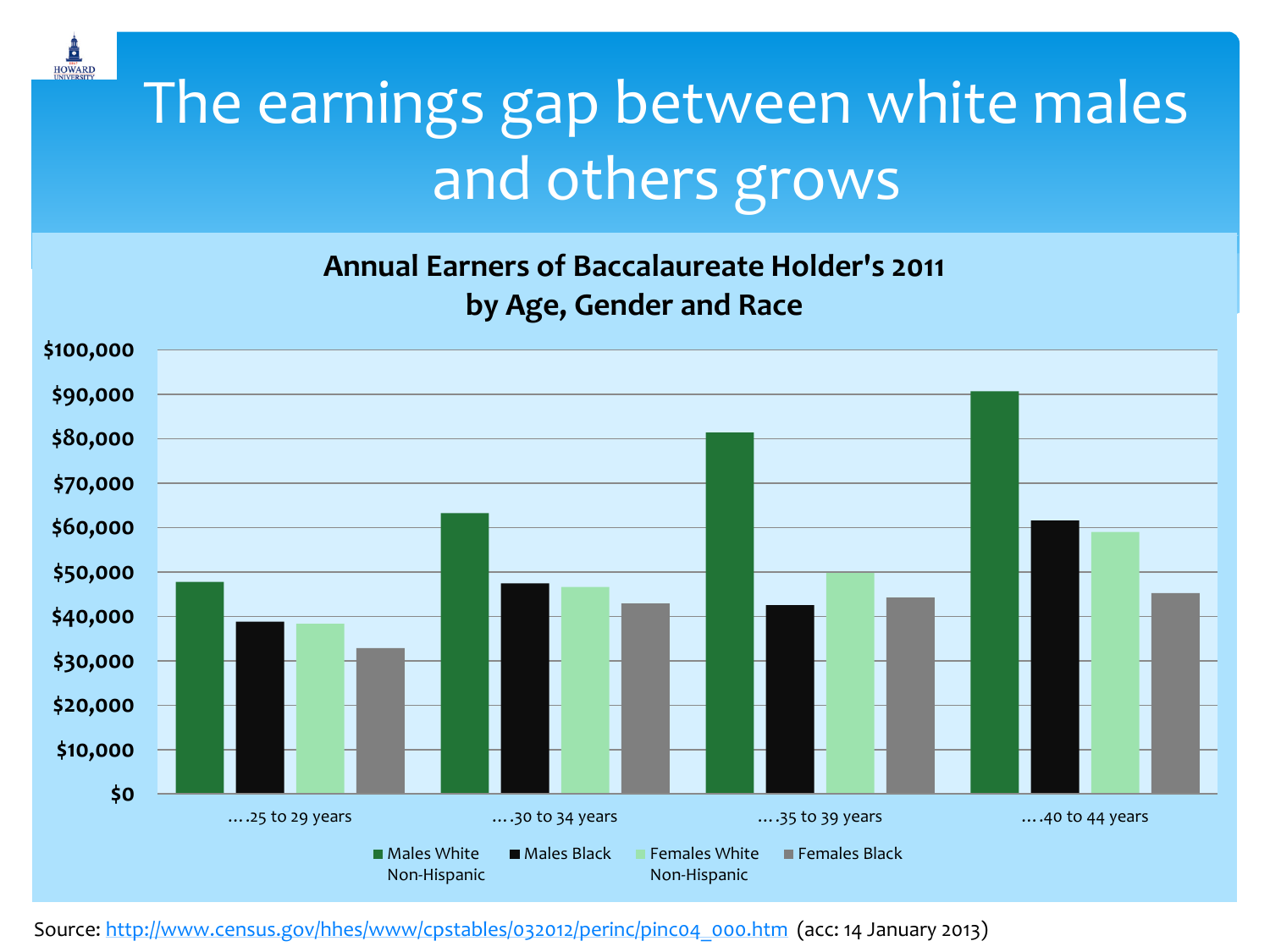# The earnings gap between white males and others grows

**Annual Earners of Baccalaureate Holder's 2011 by Age, Gender and Race**

| Age | Males White Non-Hispanic | Males Black | Females White Non-Hispanic | Females Black |
|---|---|---|---|---|
| ....25 to 29 years | ~$48,000 | ~$39,000 | ~$38,500 | ~$33,000 |
| ....30 to 34 years | ~$63,000 | ~$47,500 | ~$46,500 | ~$43,000 |
| ....35 to 39 years | ~$81,500 | ~$42,500 | ~$50,000 | ~$44,000 |
| ....40 to 44 years | ~$90,500 | ~$61,500 | ~$59,000 | ~$45,000 |

Source: http://www.census.gov/hhes/www/cpstables/032012/perinc/pinc04_000.htm (acc: 14 January 2013)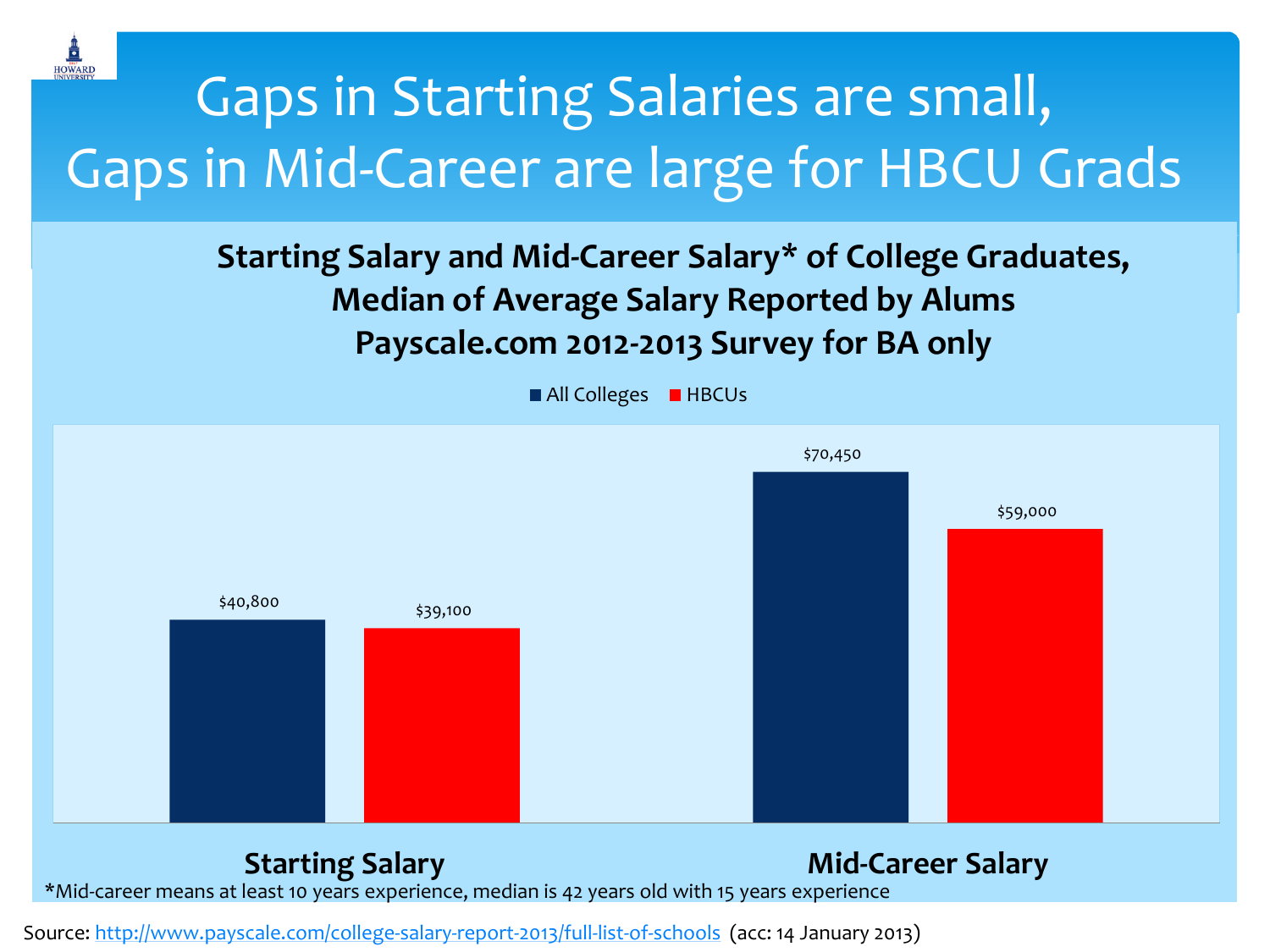# Gaps in Starting Salaries are small, Gaps in Mid-Career are large for HBCU Grads

## Starting Salary and Mid-Career Salary* of College Graduates, Median of Average Salary Reported by Alums Payscale.com 2012-2013 Survey for BA only

| | All Colleges | HBCUs |
|---|---|---|
| Starting Salary | $40,800 | $39,100 |
| Mid-Career Salary | $70,450 | $59,000 |

*Mid-career means at least 10 years experience, median is 42 years old with 15 years experience

Source: http://www.payscale.com/college-salary-report-2013/full-list-of-schools (acc: 14 January 2013)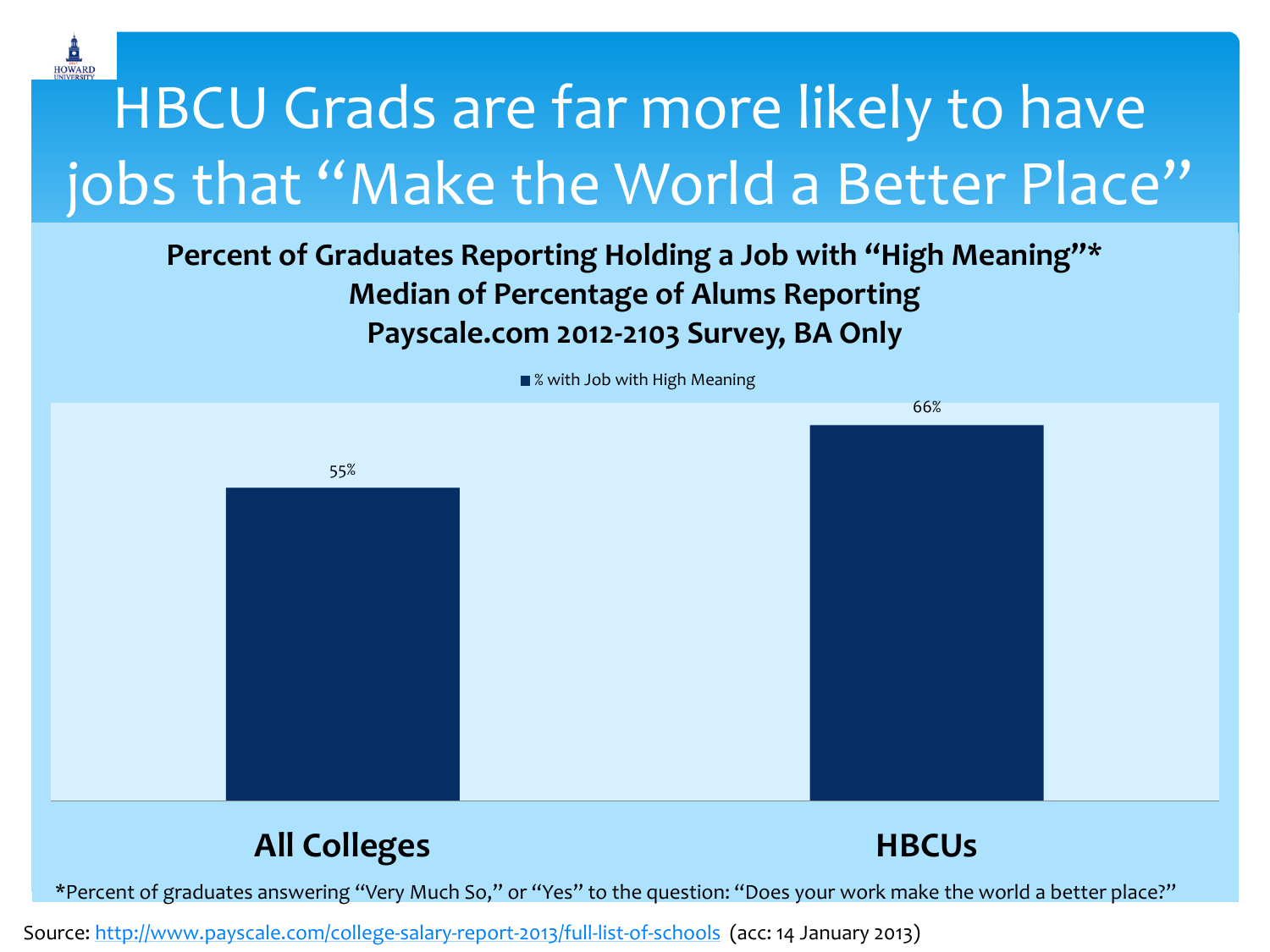# HBCU Grads are far more likely to have jobs that "Make the World a Better Place"

**Percent of Graduates Reporting Holding a Job with "High Meaning"***
**Median of Percentage of Alums Reporting**
**Payscale.com 2012-2103 Survey, BA Only**

| | % with Job with High Meaning |
|---|---|
| **All Colleges** | 55% |
| **HBCUs** | 66% |

*Percent of graduates answering "Very Much So," or "Yes" to the question: "Does your work make the world a better place?"

Source: http://www.payscale.com/college-salary-report-2013/full-list-of-schools (acc: 14 January 2013)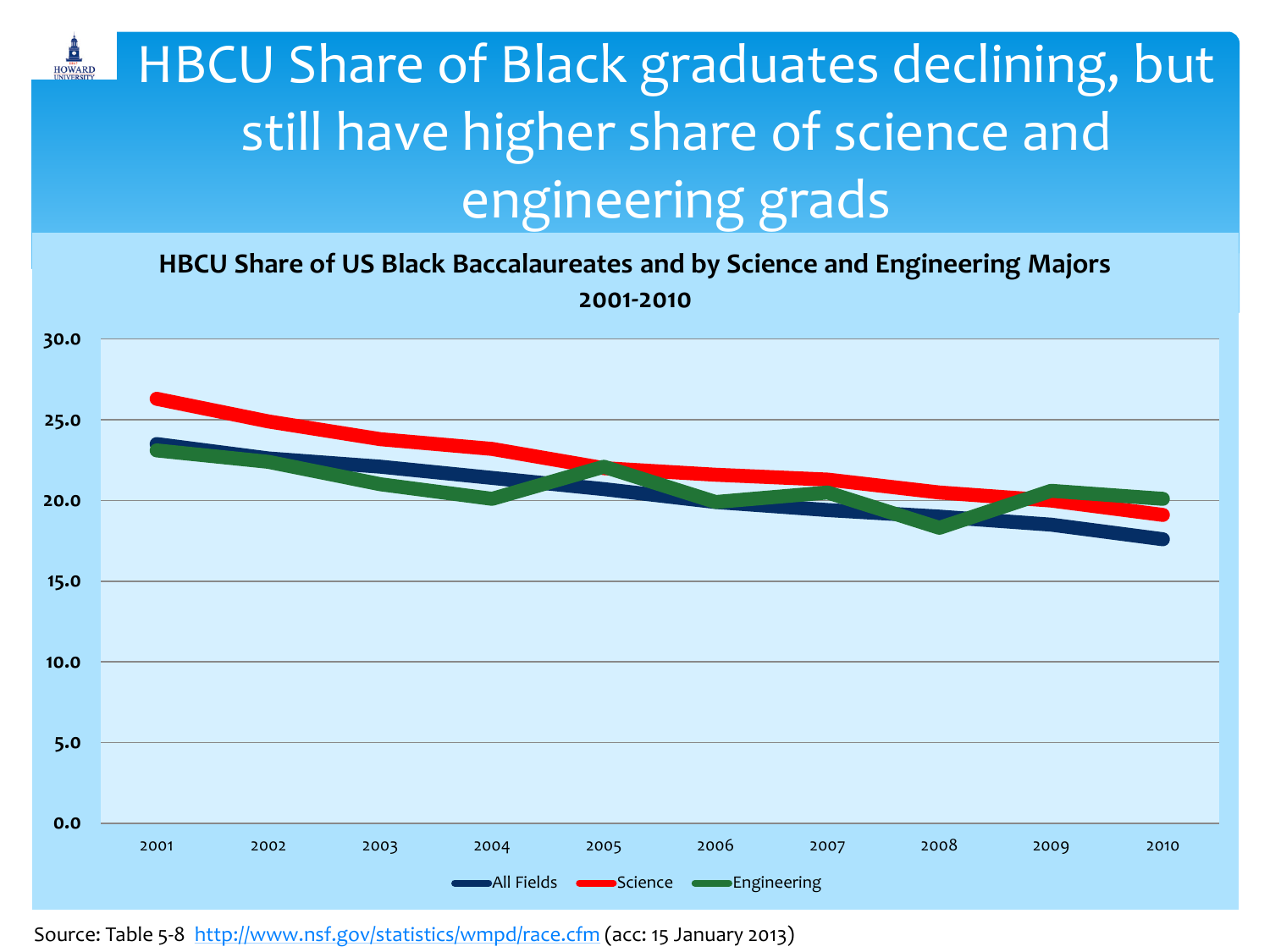# HBCU Share of Black graduates declining, but still have higher share of science and engineering grads

**HBCU Share of US Black Baccalaureates and by Science and Engineering Majors**
**2001-2010**

30.0
25.0
20.0
15.0
10.0
5.0
0.0

2001 2002 2003 2004 2005 2006 2007 2008 2009 2010

All Fields — Science — Engineering

Source: Table 5-8 http://www.nsf.gov/statistics/wmpd/race.cfm (acc: 15 January 2013)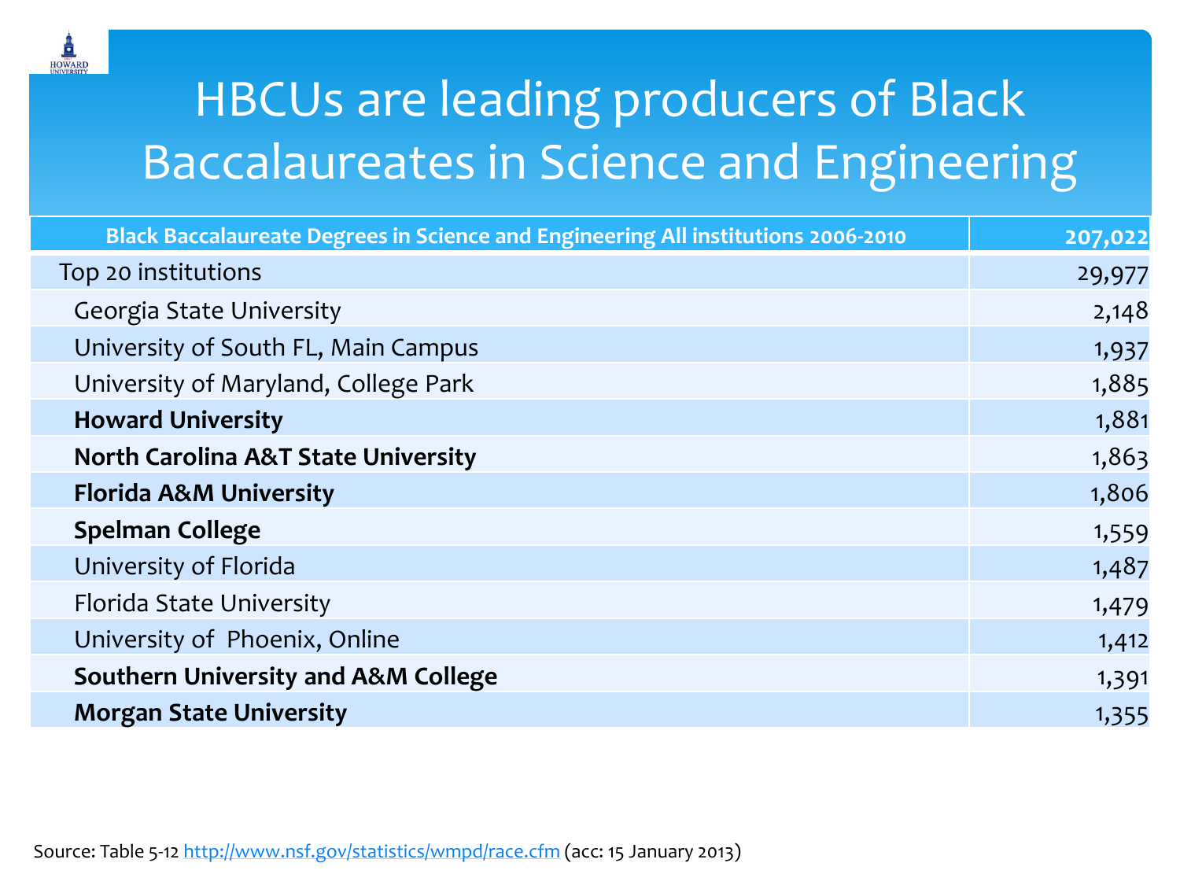# HBCUs are leading producers of Black Baccalaureates in Science and Engineering

| **Black Baccalaureate Degrees in Science and Engineering All institutions 2006-2010** | **207,022** |
| --- | --- |
| Top 20 institutions | 29,977 |
| Georgia State University | 2,148 |
| University of South FL, Main Campus | 1,937 |
| University of Maryland, College Park | 1,885 |
| **Howard University** | 1,881 |
| **North Carolina A&T State University** | 1,863 |
| **Florida A&M University** | 1,806 |
| **Spelman College** | 1,559 |
| University of Florida | 1,487 |
| Florida State University | 1,479 |
| University of Phoenix, Online | 1,412 |
| **Southern University and A&M College** | 1,391 |
| **Morgan State University** | 1,355 |

Source: Table 5-12 http://www.nsf.gov/statistics/wmpd/race.cfm (acc: 15 January 2013)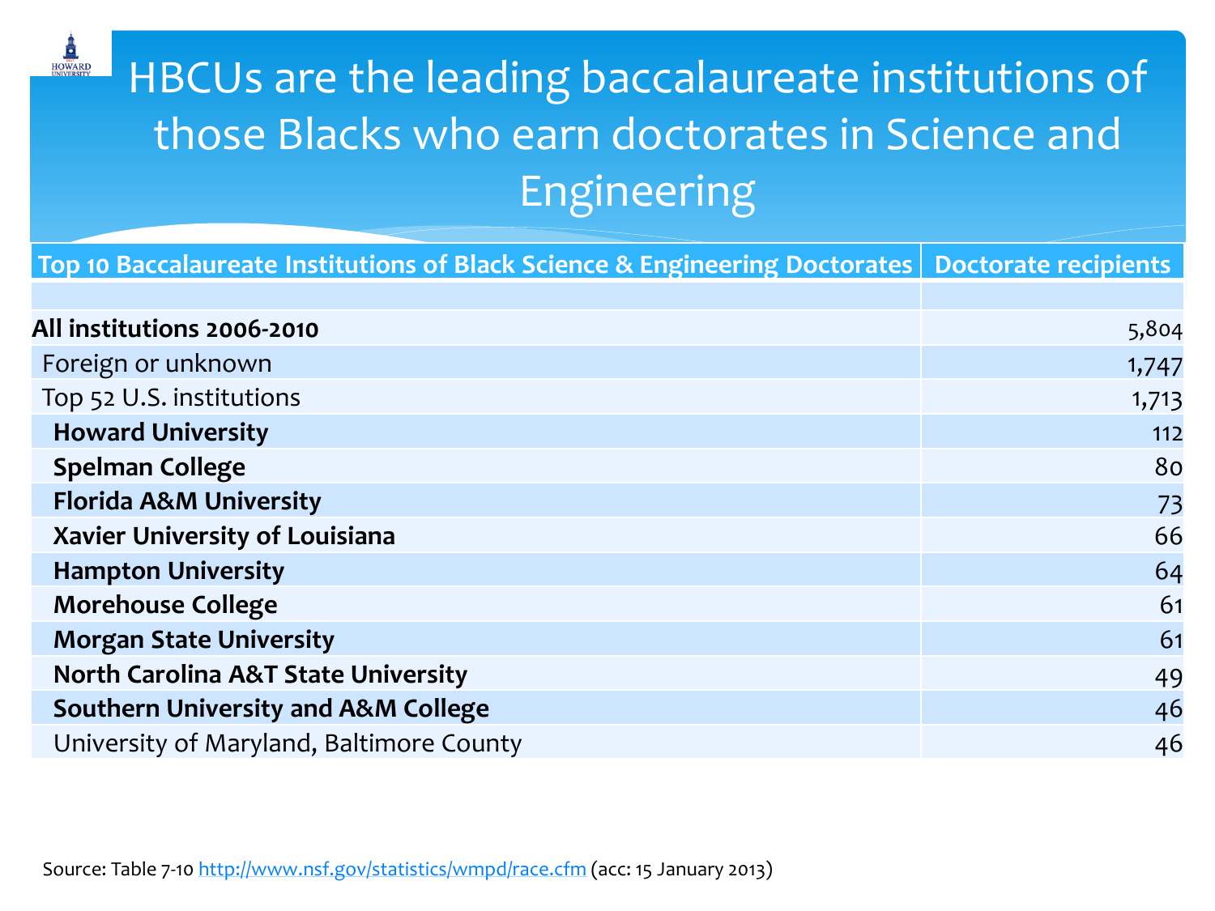# HBCUs are the leading baccalaureate institutions of those Blacks who earn doctorates in Science and Engineering

| Top 10 Baccalaureate Institutions of Black Science & Engineering Doctorates | Doctorate recipients |
|---|---|
| | |
| **All institutions 2006-2010** | 5,804 |
| Foreign or unknown | 1,747 |
| Top 52 U.S. institutions | 1,713 |
| **Howard University** | 112 |
| **Spelman College** | 80 |
| **Florida A&M University** | 73 |
| **Xavier University of Louisiana** | 66 |
| **Hampton University** | 64 |
| **Morehouse College** | 61 |
| **Morgan State University** | 61 |
| **North Carolina A&T State University** | 49 |
| **Southern University and A&M College** | 46 |
| University of Maryland, Baltimore County | 46 |

Source: Table 7-10 http://www.nsf.gov/statistics/wmpd/race.cfm (acc: 15 January 2013)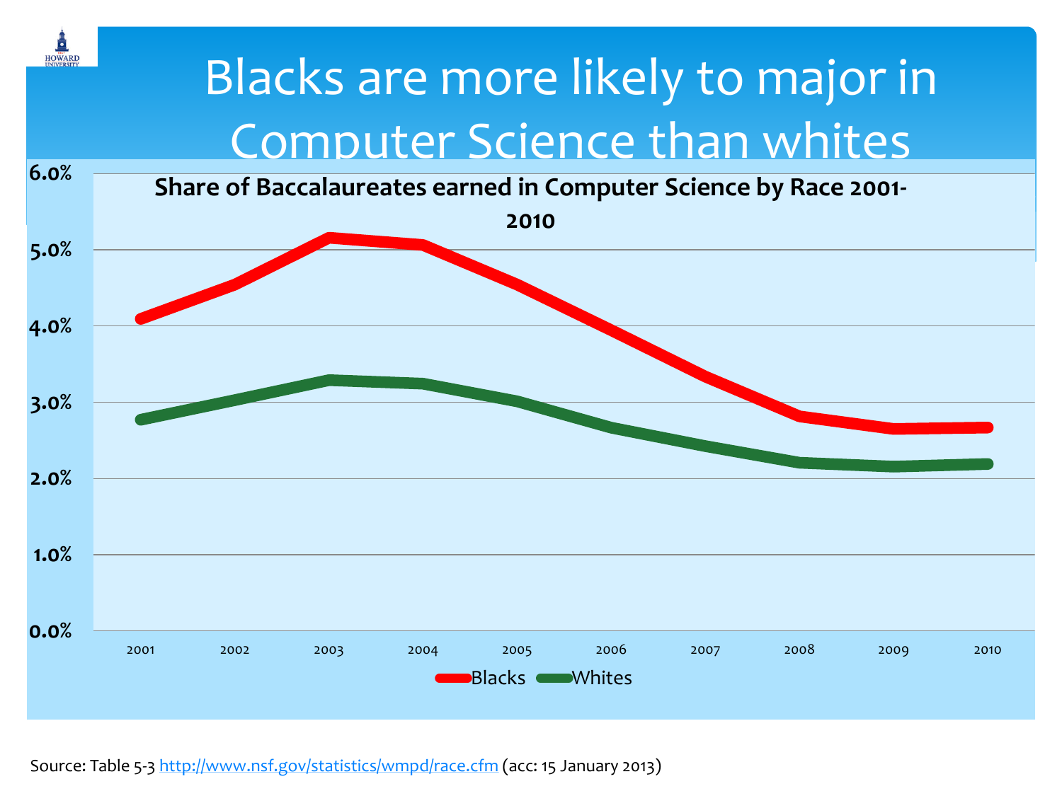# Blacks are more likely to major in Computer Science than whites

**Share of Baccalaureates earned in Computer Science by Race 2001-2010**

6.0%
5.0%
4.0%
3.0%
2.0%
1.0%
0.0%

2001 2002 2003 2004 2005 2006 2007 2008 2009 2010

Blacks Whites

Source: Table 5-3 [http://www.nsf.gov/statistics/wmpd/race.cfm](http://www.nsf.gov/statistics/wmpd/race.cfm) (acc: 15 January 2013)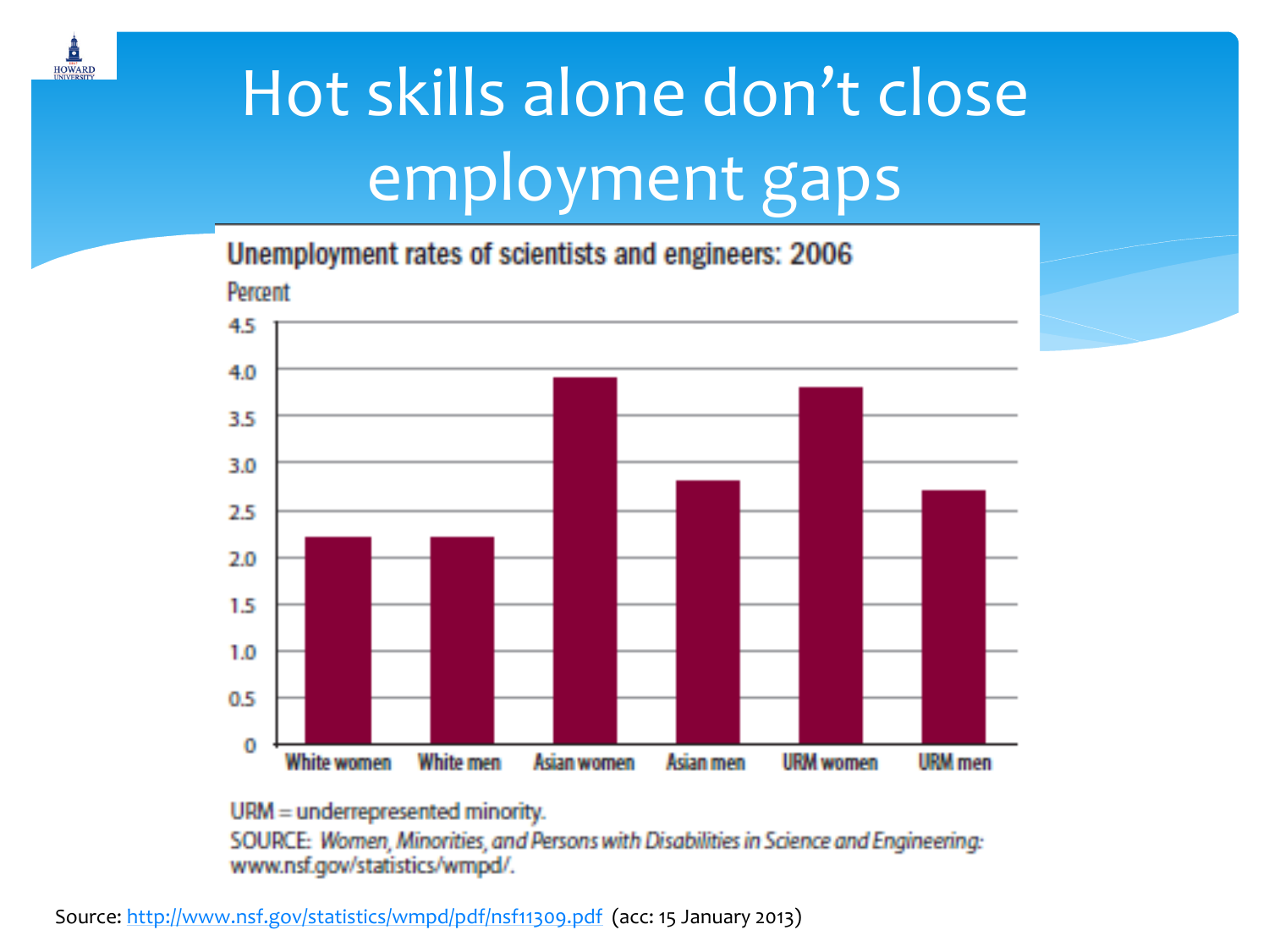# Hot skills alone don't close employment gaps

**Unemployment rates of scientists and engineers: 2006**

Percent

| Group | Percent |
|---|---|
| White women | 2.2 |
| White men | 2.2 |
| Asian women | 3.9 |
| Asian men | 2.8 |
| URM women | 3.8 |
| URM men | 2.7 |

URM = underrepresented minority.

SOURCE: *Women, Minorities, and Persons with Disabilities in Science and Engineering:* www.nsf.gov/statistics/wmpd/.

Source: http://www.nsf.gov/statistics/wmpd/pdf/nsf11309.pdf (acc: 15 January 2013)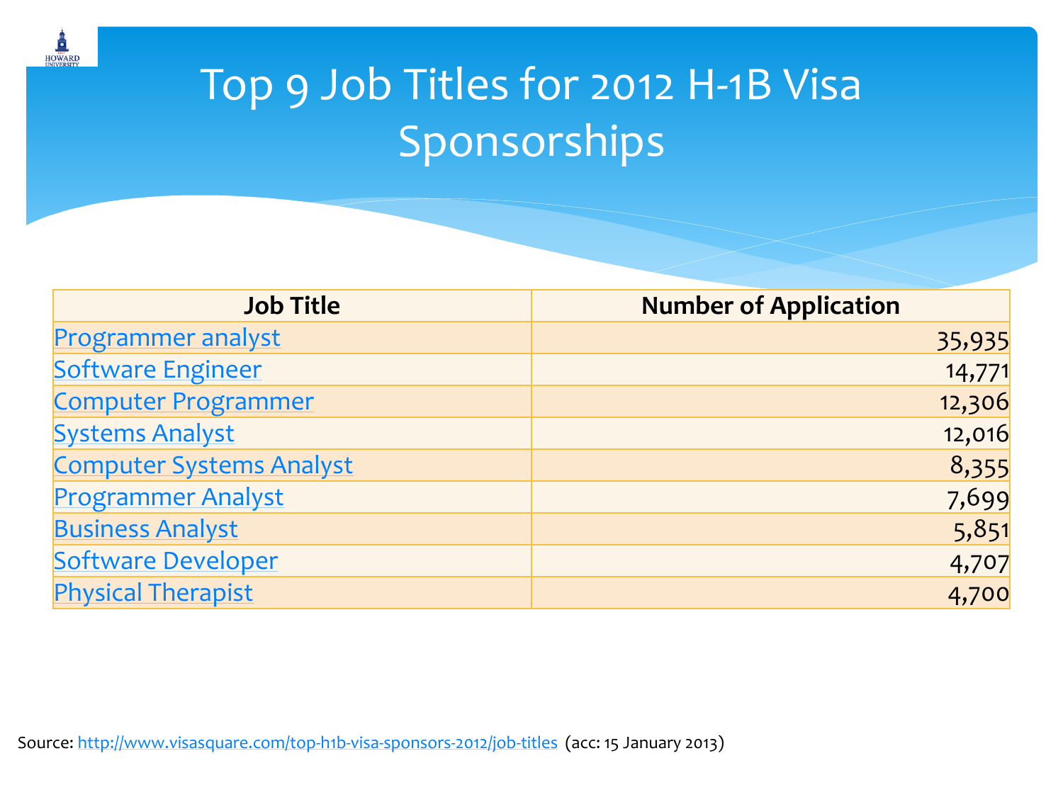# Top 9 Job Titles for 2012 H-1B Visa Sponsorships

| Job Title | Number of Application |
|---|---|
| Programmer analyst | 35,935 |
| Software Engineer | 14,771 |
| Computer Programmer | 12,306 |
| Systems Analyst | 12,016 |
| Computer Systems Analyst | 8,355 |
| Programmer Analyst | 7,699 |
| Business Analyst | 5,851 |
| Software Developer | 4,707 |
| Physical Therapist | 4,700 |

Source: http://www.visasquare.com/top-h1b-visa-sponsors-2012/job-titles (acc: 15 January 2013)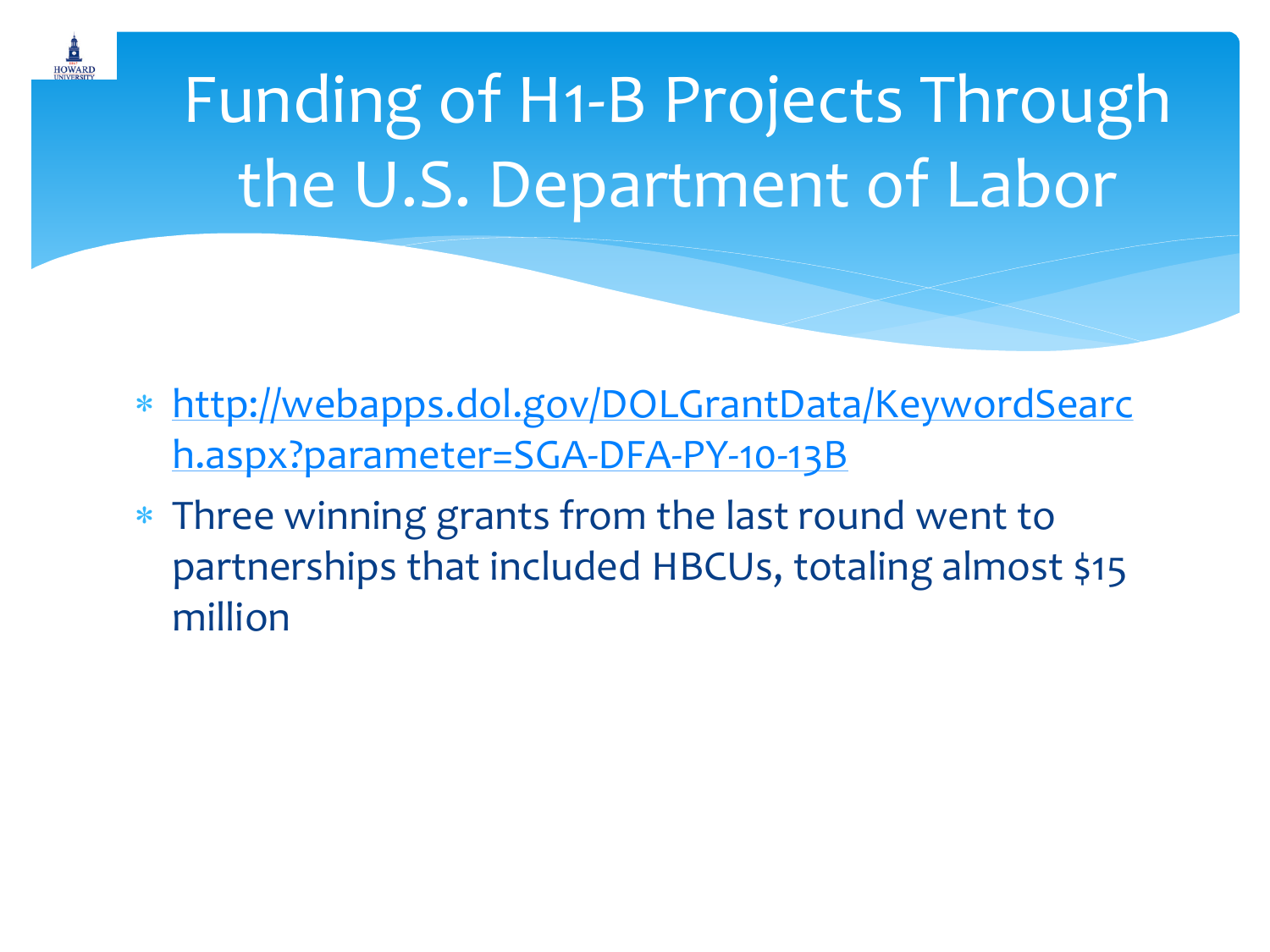# Funding of H1-B Projects Through the U.S. Department of Labor

* http://webapps.dol.gov/DOLGrantData/KeywordSearch.aspx?parameter=SGA-DFA-PY-10-13B
* Three winning grants from the last round went to partnerships that included HBCUs, totaling almost $15 million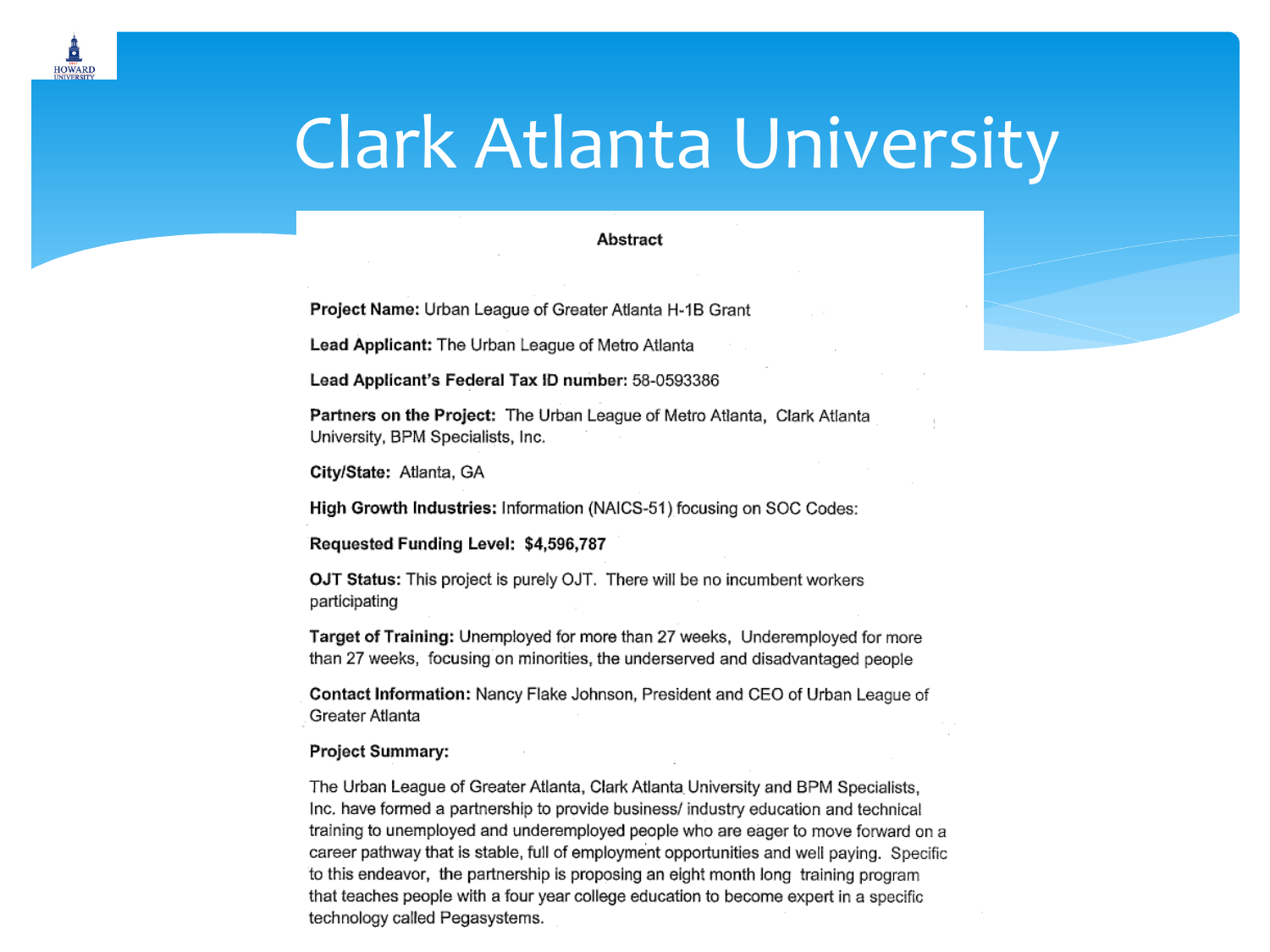# Clark Atlanta University

**Abstract**

**Project Name:** Urban League of Greater Atlanta H-1B Grant

**Lead Applicant:** The Urban League of Metro Atlanta

**Lead Applicant's Federal Tax ID number:** 58-0593386

**Partners on the Project:** The Urban League of Metro Atlanta, Clark Atlanta University, BPM Specialists, Inc.

**City/State:** Atlanta, GA

**High Growth Industries:** Information (NAICS-51) focusing on SOC Codes:

**Requested Funding Level: $4,596,787**

**OJT Status:** This project is purely OJT. There will be no incumbent workers participating

**Target of Training:** Unemployed for more than 27 weeks, Underemployed for more than 27 weeks, focusing on minorities, the underserved and disadvantaged people

**Contact Information:** Nancy Flake Johnson, President and CEO of Urban League of Greater Atlanta

**Project Summary:**

The Urban League of Greater Atlanta, Clark Atlanta University and BPM Specialists, Inc. have formed a partnership to provide business/ industry education and technical training to unemployed and underemployed people who are eager to move forward on a career pathway that is stable, full of employment opportunities and well paying. Specific to this endeavor, the partnership is proposing an eight month long training program that teaches people with a four year college education to become expert in a specific technology called Pegasystems.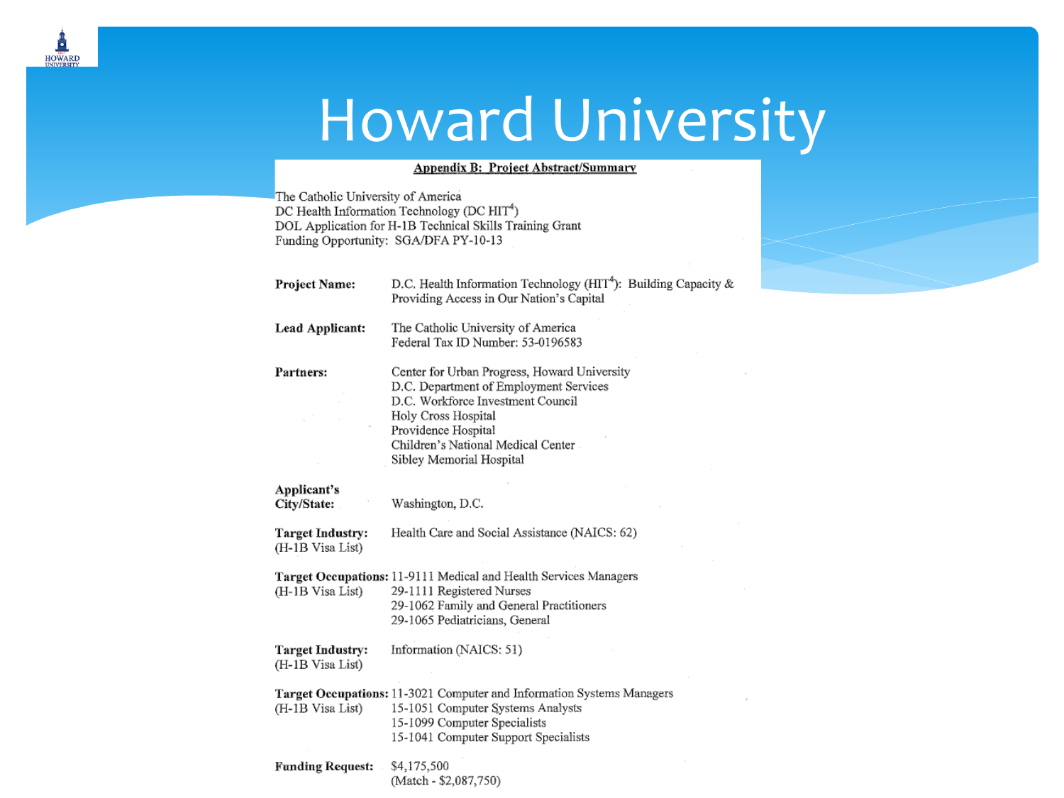# Howard University

**Appendix B: Project Abstract/Summary**

The Catholic University of America
DC Health Information Technology (DC HIT[4])
DOL Application for H-1B Technical Skills Training Grant
Funding Opportunity: SGA/DFA PY-10-13

| | |
|---|---|
| **Project Name:** | D.C. Health Information Technology (HIT[4]): Building Capacity & Providing Access in Our Nation's Capital |
| **Lead Applicant:** | The Catholic University of America<br>Federal Tax ID Number: 53-0196583 |
| **Partners:** | Center for Urban Progress, Howard University<br>D.C. Department of Employment Services<br>D.C. Workforce Investment Council<br>Holy Cross Hospital<br>Providence Hospital<br>Children's National Medical Center<br>Sibley Memorial Hospital |
| **Applicant's City/State:** | Washington, D.C. |
| **Target Industry:** (H-1B Visa List) | Health Care and Social Assistance (NAICS: 62) |
| **Target Occupations:** (H-1B Visa List) | 11-9111 Medical and Health Services Managers<br>29-1111 Registered Nurses<br>29-1062 Family and General Practitioners<br>29-1065 Pediatricians, General |
| **Target Industry:** (H-1B Visa List) | Information (NAICS: 51) |
| **Target Occupations:** (H-1B Visa List) | 11-3021 Computer and Information Systems Managers<br>15-1051 Computer Systems Analysts<br>15-1099 Computer Specialists<br>15-1041 Computer Support Specialists |
| **Funding Request:** | $4,175,500<br>(Match - $2,087,750) |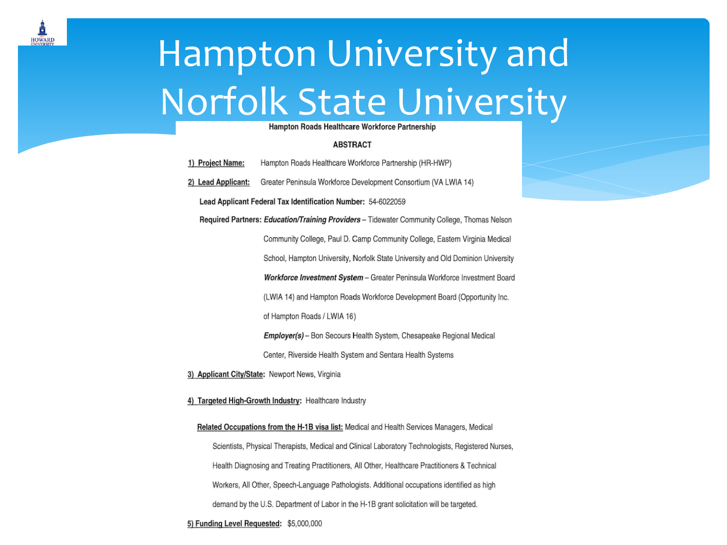# Hampton University and Norfolk State University

**Hampton Roads Healthcare Workforce Partnership**

**ABSTRACT**

**1) Project Name:** Hampton Roads Healthcare Workforce Partnership (HR-HWP)

**2) Lead Applicant:** Greater Peninsula Workforce Development Consortium (VA LWIA 14)

**Lead Applicant Federal Tax Identification Number:** 54-6022059

**Required Partners:** ***Education/Training Providers*** – Tidewater Community College, Thomas Nelson Community College, Paul D. Camp Community College, Eastern Virginia Medical School, Hampton University, Norfolk State University and Old Dominion University

***Workforce Investment System*** – Greater Peninsula Workforce Investment Board (LWIA 14) and Hampton Roads Workforce Development Board (Opportunity Inc. of Hampton Roads / LWIA 16)

***Employer(s)*** – Bon Secours Health System, Chesapeake Regional Medical Center, Riverside Health System and Sentara Health Systems

**3) Applicant City/State:** Newport News, Virginia

**4) Targeted High-Growth Industry:** Healthcare Industry

**Related Occupations from the H-1B visa list:** Medical and Health Services Managers, Medical Scientists, Physical Therapists, Medical and Clinical Laboratory Technologists, Registered Nurses, Health Diagnosing and Treating Practitioners, All Other, Healthcare Practitioners & Technical Workers, All Other, Speech-Language Pathologists. Additional occupations identified as high demand by the U.S. Department of Labor in the H-1B grant solicitation will be targeted.

**5) Funding Level Requested:** $5,000,000